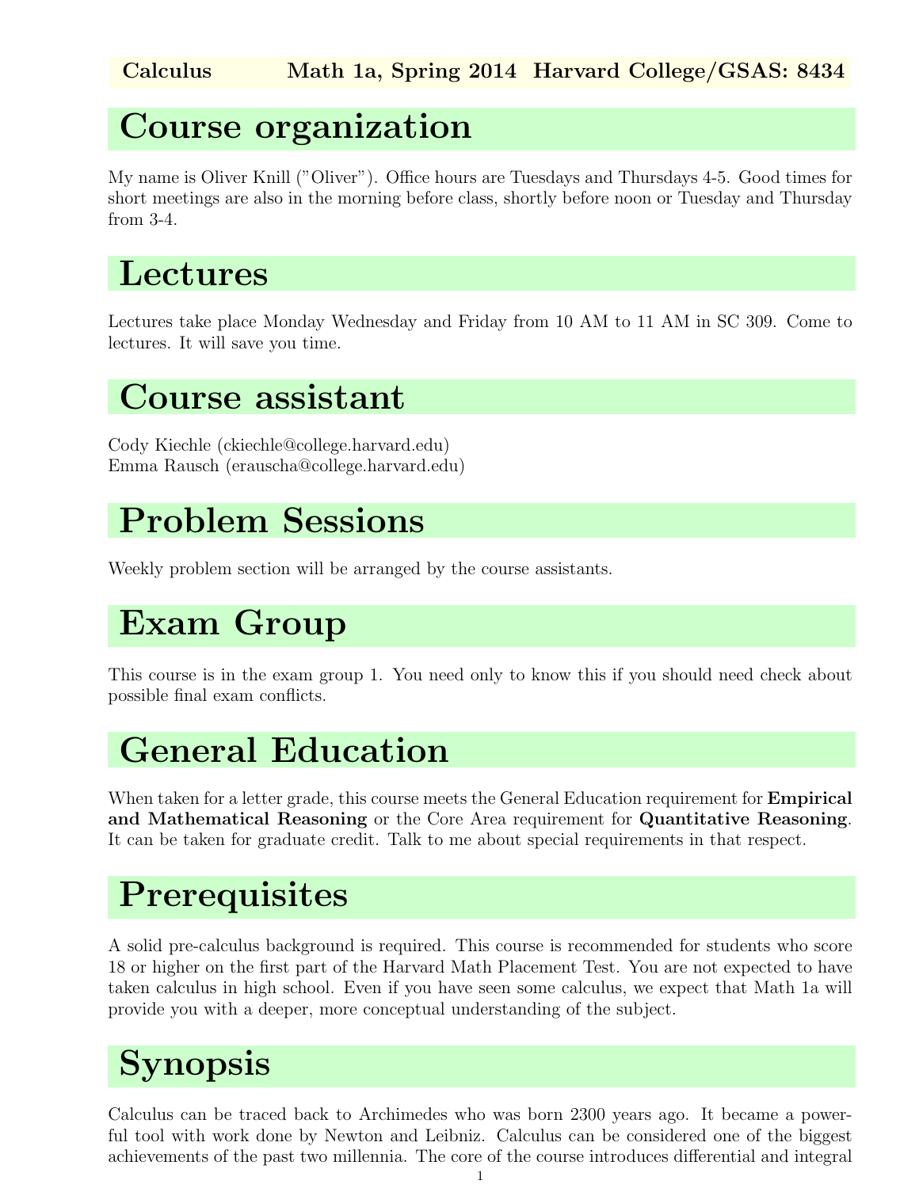**Calculus Math 1a, Spring 2014 Harvard College/GSAS: 8434**

# Course organization

My name is Oliver Knill ("Oliver"). Office hours are Tuesdays and Thursdays 4-5. Good times for short meetings are also in the morning before class, shortly before noon or Tuesday and Thursday from 3-4.

# Lectures

Lectures take place Monday Wednesday and Friday from 10 AM to 11 AM in SC 309. Come to lectures. It will save you time.

# Course assistant

Cody Kiechle (ckiechle@college.harvard.edu)
Emma Rausch (erauscha@college.harvard.edu)

# Problem Sessions

Weekly problem section will be arranged by the course assistants.

# Exam Group

This course is in the exam group 1. You need only to know this if you should need check about possible final exam conflicts.

# General Education

When taken for a letter grade, this course meets the General Education requirement for **Empirical and Mathematical Reasoning** or the Core Area requirement for **Quantitative Reasoning**. It can be taken for graduate credit. Talk to me about special requirements in that respect.

# Prerequisites

A solid pre-calculus background is required. This course is recommended for students who score 18 or higher on the first part of the Harvard Math Placement Test. You are not expected to have taken calculus in high school. Even if you have seen some calculus, we expect that Math 1a will provide you with a deeper, more conceptual understanding of the subject.

# Synopsis

Calculus can be traced back to Archimedes who was born 2300 years ago. It became a powerful tool with work done by Newton and Leibniz. Calculus can be considered one of the biggest achievements of the past two millennia. The core of the course introduces differential and integral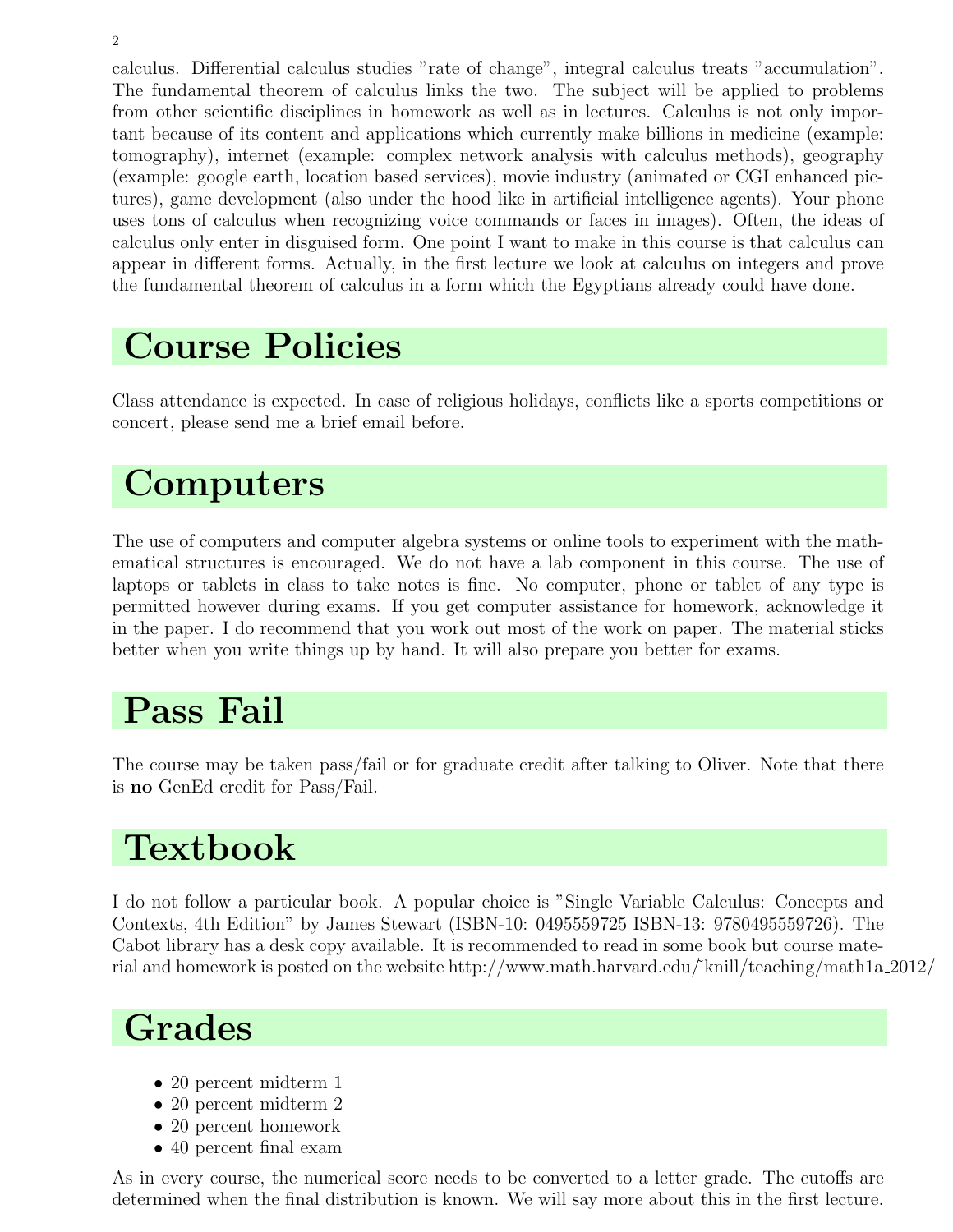calculus. Differential calculus studies "rate of change", integral calculus treats "accumulation". The fundamental theorem of calculus links the two. The subject will be applied to problems from other scientific disciplines in homework as well as in lectures. Calculus is not only important because of its content and applications which currently make billions in medicine (example: tomography), internet (example: complex network analysis with calculus methods), geography (example: google earth, location based services), movie industry (animated or CGI enhanced pictures), game development (also under the hood like in artificial intelligence agents). Your phone uses tons of calculus when recognizing voice commands or faces in images). Often, the ideas of calculus only enter in disguised form. One point I want to make in this course is that calculus can appear in different forms. Actually, in the first lecture we look at calculus on integers and prove the fundamental theorem of calculus in a form which the Egyptians already could have done.

# Course Policies

Class attendance is expected. In case of religious holidays, conflicts like a sports competitions or concert, please send me a brief email before.

# Computers

The use of computers and computer algebra systems or online tools to experiment with the mathematical structures is encouraged. We do not have a lab component in this course. The use of laptops or tablets in class to take notes is fine. No computer, phone or tablet of any type is permitted however during exams. If you get computer assistance for homework, acknowledge it in the paper. I do recommend that you work out most of the work on paper. The material sticks better when you write things up by hand. It will also prepare you better for exams.

# Pass Fail

The course may be taken pass/fail or for graduate credit after talking to Oliver. Note that there is **no** GenEd credit for Pass/Fail.

# Textbook

I do not follow a particular book. A popular choice is "Single Variable Calculus: Concepts and Contexts, 4th Edition" by James Stewart (ISBN-10: 0495559725 ISBN-13: 9780495559726). The Cabot library has a desk copy available. It is recommended to read in some book but course material and homework is posted on the website http://www.math.harvard.edu/~knill/teaching/math1a_2012/

# Grades

- 20 percent midterm 1
- 20 percent midterm 2
- 20 percent homework
- 40 percent final exam

As in every course, the numerical score needs to be converted to a letter grade. The cutoffs are determined when the final distribution is known. We will say more about this in the first lecture.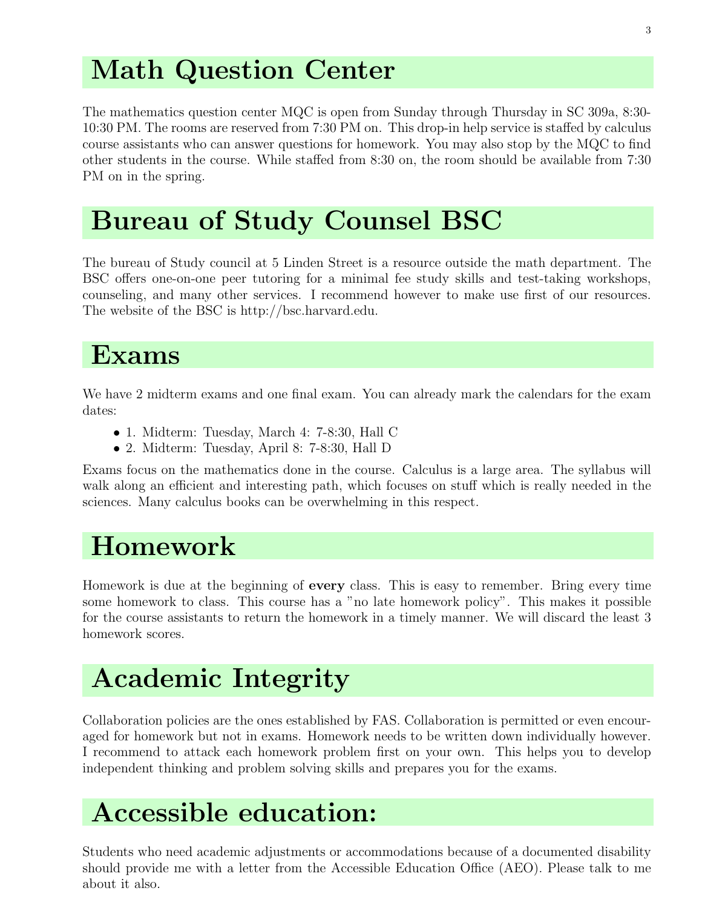# Math Question Center

The mathematics question center MQC is open from Sunday through Thursday in SC 309a, 8:30-10:30 PM. The rooms are reserved from 7:30 PM on. This drop-in help service is staffed by calculus course assistants who can answer questions for homework. You may also stop by the MQC to find other students in the course. While staffed from 8:30 on, the room should be available from 7:30 PM on in the spring.

# Bureau of Study Counsel BSC

The bureau of Study council at 5 Linden Street is a resource outside the math department. The BSC offers one-on-one peer tutoring for a minimal fee study skills and test-taking workshops, counseling, and many other services. I recommend however to make use first of our resources. The website of the BSC is http://bsc.harvard.edu.

# Exams

We have 2 midterm exams and one final exam. You can already mark the calendars for the exam dates:

- 1. Midterm: Tuesday, March 4: 7-8:30, Hall C
- 2. Midterm: Tuesday, April 8: 7-8:30, Hall D

Exams focus on the mathematics done in the course. Calculus is a large area. The syllabus will walk along an efficient and interesting path, which focuses on stuff which is really needed in the sciences. Many calculus books can be overwhelming in this respect.

# Homework

Homework is due at the beginning of **every** class. This is easy to remember. Bring every time some homework to class. This course has a "no late homework policy". This makes it possible for the course assistants to return the homework in a timely manner. We will discard the least 3 homework scores.

# Academic Integrity

Collaboration policies are the ones established by FAS. Collaboration is permitted or even encouraged for homework but not in exams. Homework needs to be written down individually however. I recommend to attack each homework problem first on your own. This helps you to develop independent thinking and problem solving skills and prepares you for the exams.

# Accessible education:

Students who need academic adjustments or accommodations because of a documented disability should provide me with a letter from the Accessible Education Office (AEO). Please talk to me about it also.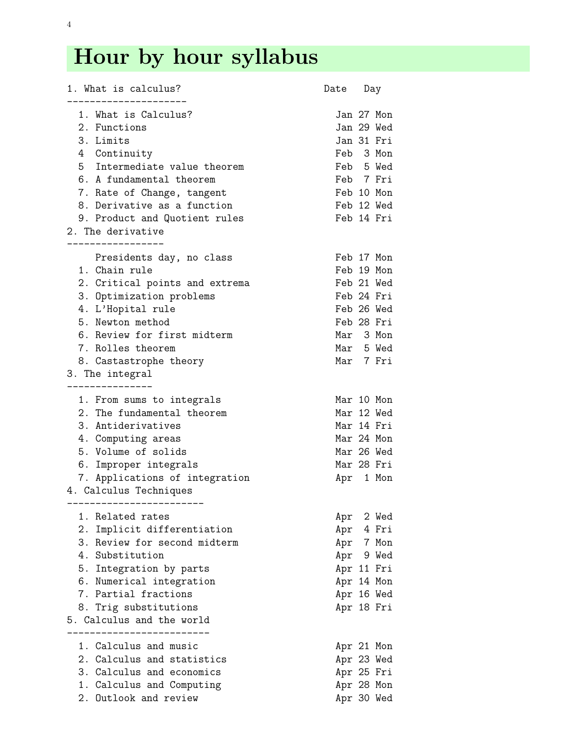# Hour by hour syllabus

```
1. What is calculus?                    Date   Day
---------------------
  1. What is Calculus?                   Jan 27 Mon
  2. Functions                           Jan 29 Wed
  3. Limits                              Jan 31 Fri
  4  Continuity                          Feb  3 Mon
  5  Intermediate value theorem          Feb  5 Wed
  6. A fundamental theorem               Feb  7 Fri
  7. Rate of Change, tangent             Feb 10 Mon
  8. Derivative as a function            Feb 12 Wed
  9. Product and Quotient rules          Feb 14 Fri
2. The derivative
-----------------
     Presidents day, no class            Feb 17 Mon
  1. Chain rule                          Feb 19 Mon
  2. Critical points and extrema         Feb 21 Wed
  3. Optimization problems               Feb 24 Fri
  4. L'Hopital rule                      Feb 26 Wed
  5. Newton method                       Feb 28 Fri
  6. Review for first midterm            Mar  3 Mon
  7. Rolles theorem                      Mar  5 Wed
  8. Castastrophe theory                 Mar  7 Fri
3. The integral
---------------
  1. From sums to integrals              Mar 10 Mon
  2. The fundamental theorem             Mar 12 Wed
  3. Antiderivatives                     Mar 14 Fri
  4. Computing areas                     Mar 24 Mon
  5. Volume of solids                    Mar 26 Wed
  6. Improper integrals                  Mar 28 Fri
  7. Applications of integration         Apr  1 Mon
4. Calculus Techniques
------------------------
  1. Related rates                       Apr  2 Wed
  2. Implicit differentiation            Apr  4 Fri
  3. Review for second midterm           Apr  7 Mon
  4. Substitution                        Apr  9 Wed
  5. Integration by parts                Apr 11 Fri
  6. Numerical integration               Apr 14 Mon
  7. Partial fractions                   Apr 16 Wed
  8. Trig substitutions                  Apr 18 Fri
5. Calculus and the world
-------------------------
  1. Calculus and music                  Apr 21 Mon
  2. Calculus and statistics             Apr 23 Wed
  3. Calculus and economics              Apr 25 Fri
  1. Calculus and Computing              Apr 28 Mon
  2. Outlook and review                  Apr 30 Wed
```